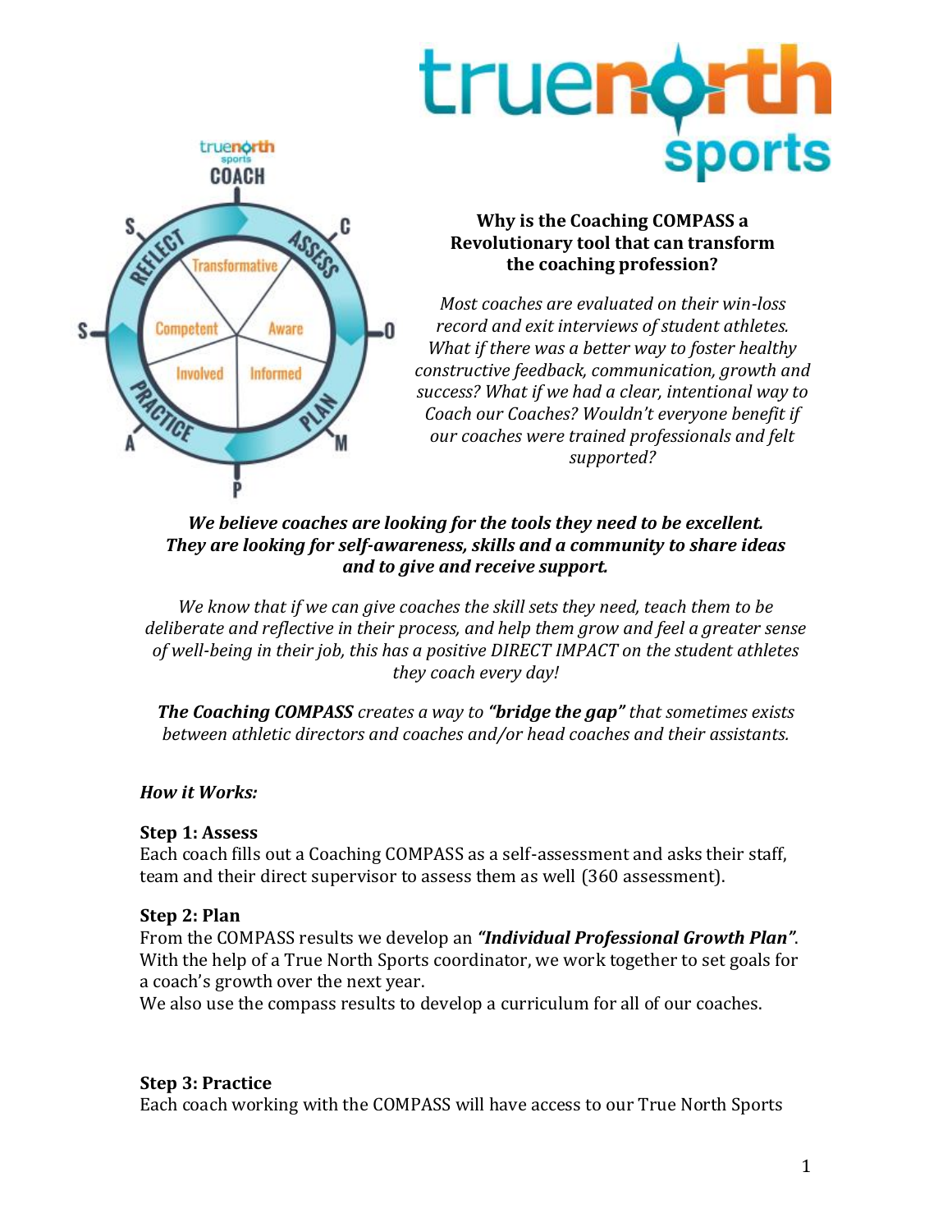**Why is the Coaching COMPASS a Revolutionary tool that can transform the coaching profession?**

*Most coaches are evaluated on their win-loss record and exit interviews of student athletes. What if there was a better way to foster healthy constructive feedback, communication, growth and success? What if we had a clear, intentional way to Coach our Coaches? Wouldn't everyone benefit if our coaches were trained professionals and felt supported?*

***We believe coaches are looking for the tools they need to be excellent. They are looking for self-awareness, skills and a community to share ideas and to give and receive support.***

*We know that if we can give coaches the skill sets they need, teach them to be deliberate and reflective in their process, and help them grow and feel a greater sense of well-being in their job, this has a positive DIRECT IMPACT on the student athletes they coach every day!*

***The Coaching COMPASS** creates a way to **"bridge the gap"** that sometimes exists between athletic directors and coaches and/or head coaches and their assistants.*

***How it Works:***

**Step 1: Assess**
Each coach fills out a Coaching COMPASS as a self-assessment and asks their staff, team and their direct supervisor to assess them as well (360 assessment).

**Step 2: Plan**
From the COMPASS results we develop an ***"Individual Professional Growth Plan"***. With the help of a True North Sports coordinator, we work together to set goals for a coach's growth over the next year.
We also use the compass results to develop a curriculum for all of our coaches.

**Step 3: Practice**
Each coach working with the COMPASS will have access to our True North Sports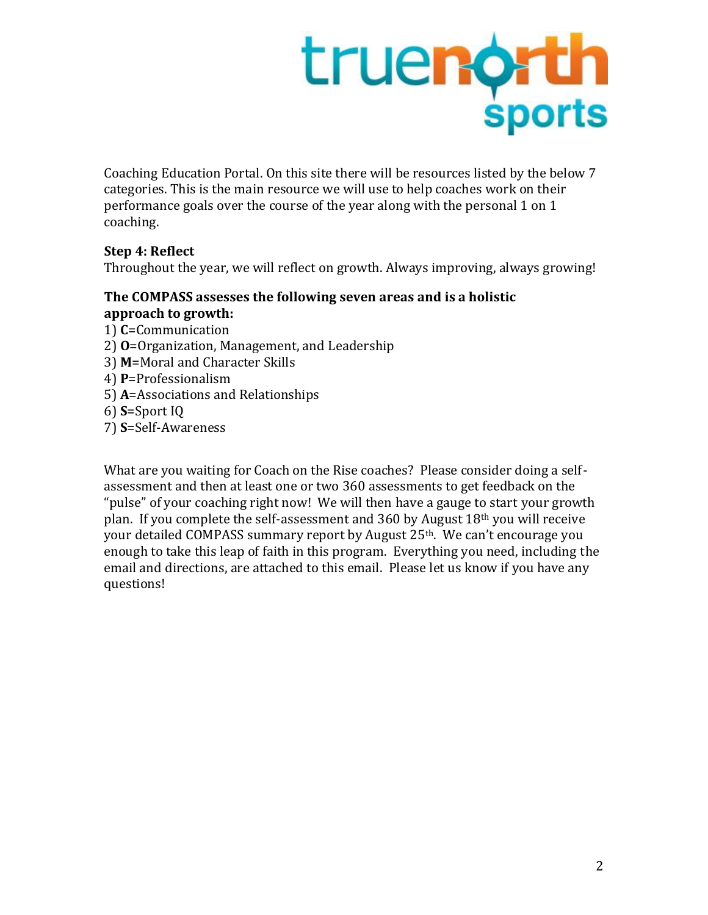Coaching Education Portal. On this site there will be resources listed by the below 7 categories. This is the main resource we will use to help coaches work on their performance goals over the course of the year along with the personal 1 on 1 coaching.

**Step 4: Reflect**
Throughout the year, we will reflect on growth. Always improving, always growing!

**The COMPASS assesses the following seven areas and is a holistic approach to growth:**

1) **C**=Communication
2) **O**=Organization, Management, and Leadership
3) **M**=Moral and Character Skills
4) **P**=Professionalism
5) **A**=Associations and Relationships
6) **S**=Sport IQ
7) **S**=Self-Awareness

What are you waiting for Coach on the Rise coaches? Please consider doing a self-assessment and then at least one or two 360 assessments to get feedback on the "pulse" of your coaching right now! We will then have a gauge to start your growth plan. If you complete the self-assessment and 360 by August 18th you will receive your detailed COMPASS summary report by August 25th. We can't encourage you enough to take this leap of faith in this program. Everything you need, including the email and directions, are attached to this email. Please let us know if you have any questions!